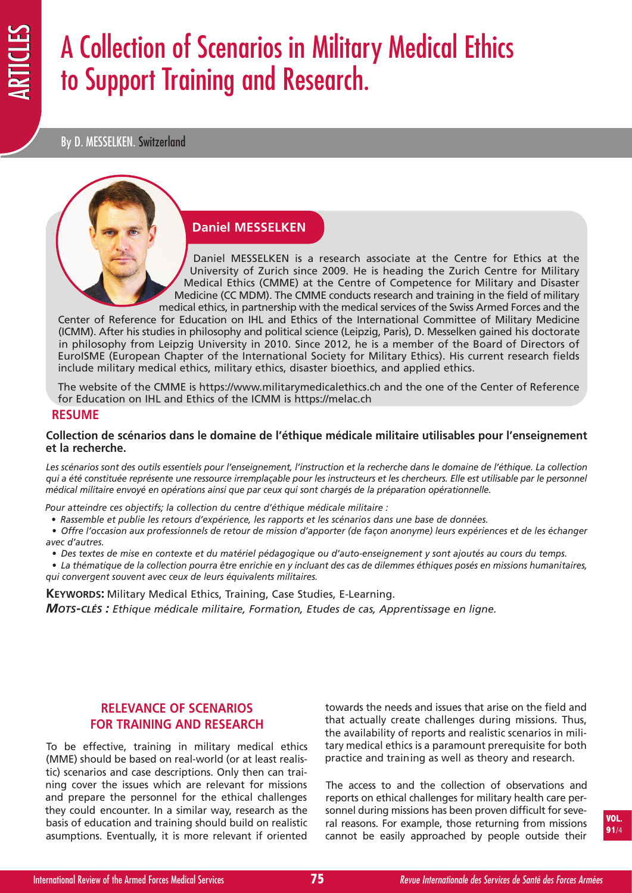# A Collection of Scenarios in Military Medical Ethics to Support Training and Research.

By D. MESSELKEN. Switzerland

**Daniel MESSELKEN**

Daniel MESSELKEN is a research associate at the Centre for Ethics at the University of Zurich since 2009. He is heading the Zurich Centre for Military Medical Ethics (CMME) at the Centre of Competence for Military and Disaster Medicine (CC MDM). The CMME conducts research and training in the field of military medical ethics, in partnership with the medical services of the Swiss Armed Forces and the Center of Reference for Education on IHL and Ethics of the International Committee of Military Medicine (ICMM). After his studies in philosophy and political science (Leipzig, Paris), D. Messelken gained his doctorate in philosophy from Leipzig University in 2010. Since 2012, he is a member of the Board of Directors of EuroISME (European Chapter of the International Society for Military Ethics). His current research fields include military medical ethics, military ethics, disaster bioethics, and applied ethics.

The website of the CMME is https://www.militarymedicalethics.ch and the one of the Center of Reference for Education on IHL and Ethics of the ICMM is https://melac.ch

## RESUME

**Collection de scénarios dans le domaine de l'éthique médicale militaire utilisables pour l'enseignement et la recherche.**

*Les scénarios sont des outils essentiels pour l'enseignement, l'instruction et la recherche dans le domaine de l'éthique. La collection qui a été constituée représente une ressource irremplaçable pour les instructeurs et les chercheurs. Elle est utilisable par le personnel médical militaire envoyé en opérations ainsi que par ceux qui sont chargés de la préparation opérationnelle.*

*Pour atteindre ces objectifs; la collection du centre d'éthique médicale militaire :*

- *Rassemble et publie les retours d'expérience, les rapports et les scénarios dans une base de données.*
- *Offre l'occasion aux professionnels de retour de mission d'apporter (de façon anonyme) leurs expériences et de les échanger avec d'autres.*
- *Des textes de mise en contexte et du matériel pédagogique ou d'auto-enseignement y sont ajoutés au cours du temps.*
- *La thématique de la collection pourra être enrichie en y incluant des cas de dilemmes éthiques posés en missions humanitaires, qui convergent souvent avec ceux de leurs équivalents militaires.*

**KEYWORDS:** Military Medical Ethics, Training, Case Studies, E-Learning.

***MOTS-CLÉS :*** *Ethique médicale militaire, Formation, Etudes de cas, Apprentissage en ligne.*

## RELEVANCE OF SCENARIOS FOR TRAINING AND RESEARCH

To be effective, training in military medical ethics (MME) should be based on real-world (or at least realistic) scenarios and case descriptions. Only then can training cover the issues which are relevant for missions and prepare the personnel for the ethical challenges they could encounter. In a similar way, research as the basis of education and training should build on realistic asumptions. Eventually, it is more relevant if oriented towards the needs and issues that arise on the field and that actually create challenges during missions. Thus, the availability of reports and realistic scenarios in military medical ethics is a paramount prerequisite for both practice and training as well as theory and research.

The access to and the collection of observations and reports on ethical challenges for military health care personnel during missions has been proven difficult for several reasons. For example, those returning from missions cannot be easily approached by people outside their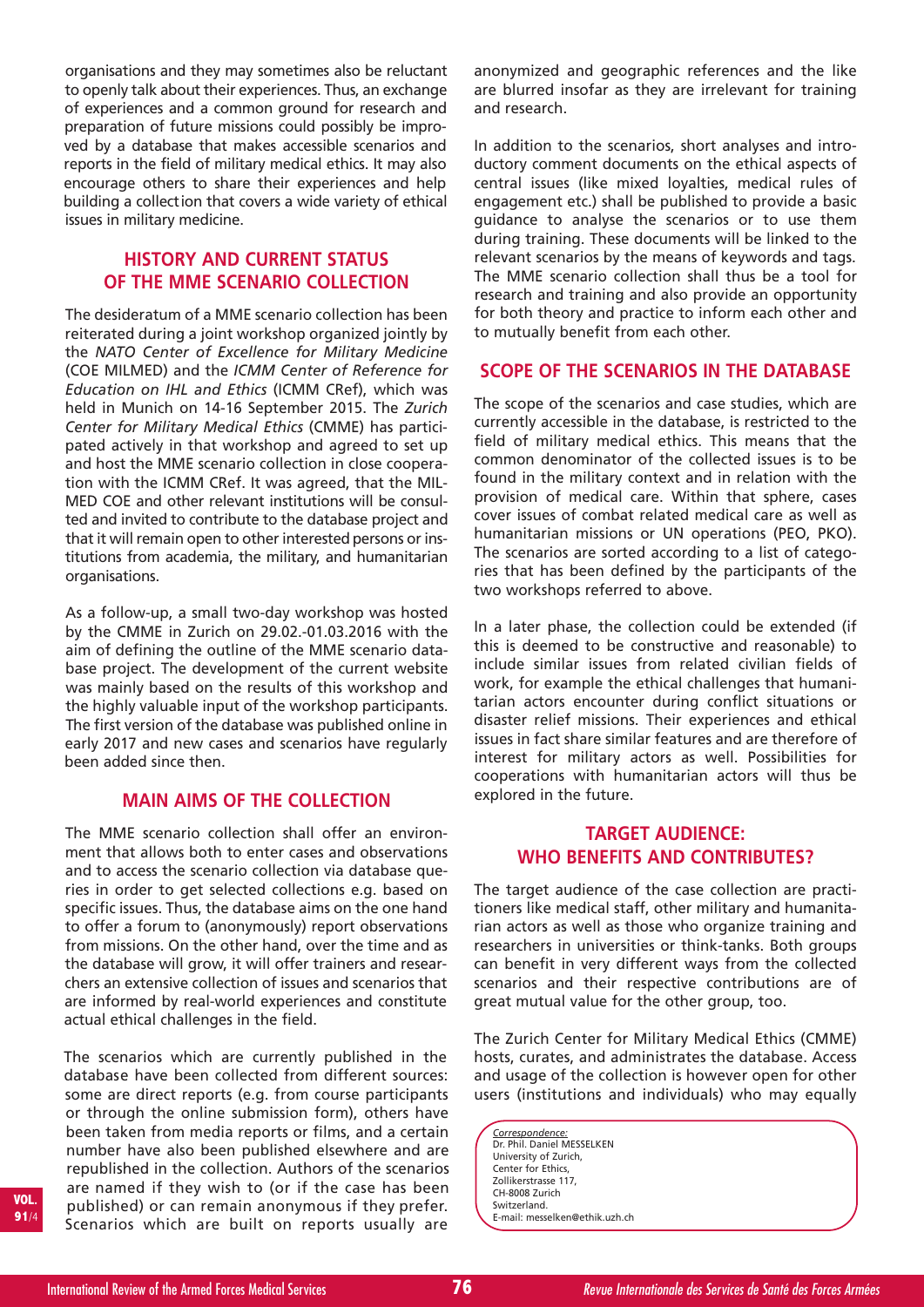organisations and they may sometimes also be reluctant to openly talk about their experiences. Thus, an exchange of experiences and a common ground for research and preparation of future missions could possibly be improved by a database that makes accessible scenarios and reports in the field of military medical ethics. It may also encourage others to share their experiences and help building a collection that covers a wide variety of ethical issues in military medicine.

## HISTORY AND CURRENT STATUS OF THE MME SCENARIO COLLECTION

The desideratum of a MME scenario collection has been reiterated during a joint workshop organized jointly by the *NATO Center of Excellence for Military Medicine* (COE MILMED) and the *ICMM Center of Reference for Education on IHL and Ethics* (ICMM CRef), which was held in Munich on 14-16 September 2015. The *Zurich Center for Military Medical Ethics* (CMME) has participated actively in that workshop and agreed to set up and host the MME scenario collection in close cooperation with the ICMM CRef. It was agreed, that the MILMED COE and other relevant institutions will be consulted and invited to contribute to the database project and that it will remain open to other interested persons or institutions from academia, the military, and humanitarian organisations.

As a follow-up, a small two-day workshop was hosted by the CMME in Zurich on 29.02.-01.03.2016 with the aim of defining the outline of the MME scenario database project. The development of the current website was mainly based on the results of this workshop and the highly valuable input of the workshop participants. The first version of the database was published online in early 2017 and new cases and scenarios have regularly been added since then.

## MAIN AIMS OF THE COLLECTION

The MME scenario collection shall offer an environment that allows both to enter cases and observations and to access the scenario collection via database queries in order to get selected collections e.g. based on specific issues. Thus, the database aims on the one hand to offer a forum to (anonymously) report observations from missions. On the other hand, over the time and as the database will grow, it will offer trainers and researchers an extensive collection of issues and scenarios that are informed by real-world experiences and constitute actual ethical challenges in the field.

The scenarios which are currently published in the database have been collected from different sources: some are direct reports (e.g. from course participants or through the online submission form), others have been taken from media reports or films, and a certain number have also been published elsewhere and are republished in the collection. Authors of the scenarios are named if they wish to (or if the case has been published) or can remain anonymous if they prefer. Scenarios which are built on reports usually are anonymized and geographic references and the like are blurred insofar as they are irrelevant for training and research.

In addition to the scenarios, short analyses and introductory comment documents on the ethical aspects of central issues (like mixed loyalties, medical rules of engagement etc.) shall be published to provide a basic guidance to analyse the scenarios or to use them during training. These documents will be linked to the relevant scenarios by the means of keywords and tags. The MME scenario collection shall thus be a tool for research and training and also provide an opportunity for both theory and practice to inform each other and to mutually benefit from each other.

## SCOPE OF THE SCENARIOS IN THE DATABASE

The scope of the scenarios and case studies, which are currently accessible in the database, is restricted to the field of military medical ethics. This means that the common denominator of the collected issues is to be found in the military context and in relation with the provision of medical care. Within that sphere, cases cover issues of combat related medical care as well as humanitarian missions or UN operations (PEO, PKO). The scenarios are sorted according to a list of categories that has been defined by the participants of the two workshops referred to above.

In a later phase, the collection could be extended (if this is deemed to be constructive and reasonable) to include similar issues from related civilian fields of work, for example the ethical challenges that humanitarian actors encounter during conflict situations or disaster relief missions. Their experiences and ethical issues in fact share similar features and are therefore of interest for military actors as well. Possibilities for cooperations with humanitarian actors will thus be explored in the future.

## TARGET AUDIENCE: WHO BENEFITS AND CONTRIBUTES?

The target audience of the case collection are practitioners like medical staff, other military and humanitarian actors as well as those who organize training and researchers in universities or think-tanks. Both groups can benefit in very different ways from the collected scenarios and their respective contributions are of great mutual value for the other group, too.

The Zurich Center for Military Medical Ethics (CMME) hosts, curates, and administrates the database. Access and usage of the collection is however open for other users (institutions and individuals) who may equally

*Correspondence:*
Dr. Phil. Daniel MESSELKEN
University of Zurich,
Center for Ethics,
Zollikerstrasse 117,
CH-8008 Zurich
Switzerland.
E-mail: messelken@ethik.uzh.ch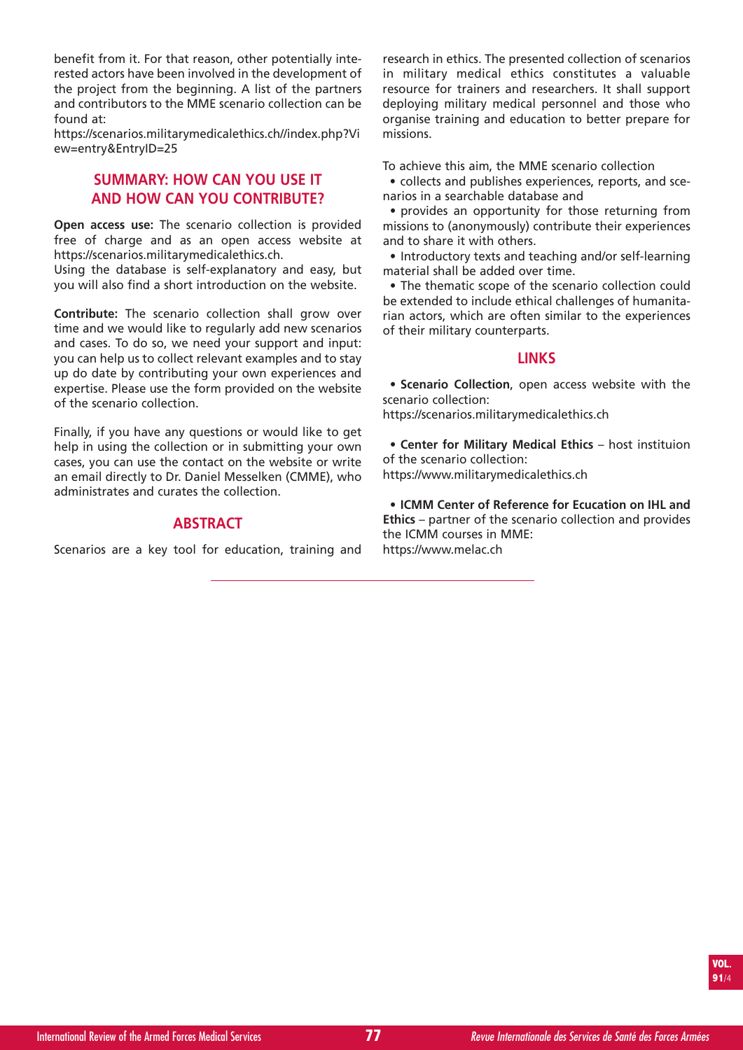benefit from it. For that reason, other potentially interested actors have been involved in the development of the project from the beginning. A list of the partners and contributors to the MME scenario collection can be found at:
https://scenarios.militarymedicalethics.ch//index.php?View=entry&EntryID=25

## SUMMARY: HOW CAN YOU USE IT AND HOW CAN YOU CONTRIBUTE?

**Open access use:** The scenario collection is provided free of charge and as an open access website at https://scenarios.militarymedicalethics.ch.
Using the database is self-explanatory and easy, but you will also find a short introduction on the website.

**Contribute:** The scenario collection shall grow over time and we would like to regularly add new scenarios and cases. To do so, we need your support and input: you can help us to collect relevant examples and to stay up do date by contributing your own experiences and expertise. Please use the form provided on the website of the scenario collection.

Finally, if you have any questions or would like to get help in using the collection or in submitting your own cases, you can use the contact on the website or write an email directly to Dr. Daniel Messelken (CMME), who administrates and curates the collection.

## ABSTRACT

Scenarios are a key tool for education, training and research in ethics. The presented collection of scenarios in military medical ethics constitutes a valuable resource for trainers and researchers. It shall support deploying military medical personnel and those who organise training and education to better prepare for missions.

To achieve this aim, the MME scenario collection

- collects and publishes experiences, reports, and scenarios in a searchable database and
- provides an opportunity for those returning from missions to (anonymously) contribute their experiences and to share it with others.
- Introductory texts and teaching and/or self-learning material shall be added over time.
- The thematic scope of the scenario collection could be extended to include ethical challenges of humanitarian actors, which are often similar to the experiences of their military counterparts.

## LINKS

- **Scenario Collection**, open access website with the scenario collection:
https://scenarios.militarymedicalethics.ch

- **Center for Military Medical Ethics** – host instituion of the scenario collection:
https://www.militarymedicalethics.ch

- **ICMM Center of Reference for Ecucation on IHL and Ethics** – partner of the scenario collection and provides the ICMM courses in MME:
https://www.melac.ch